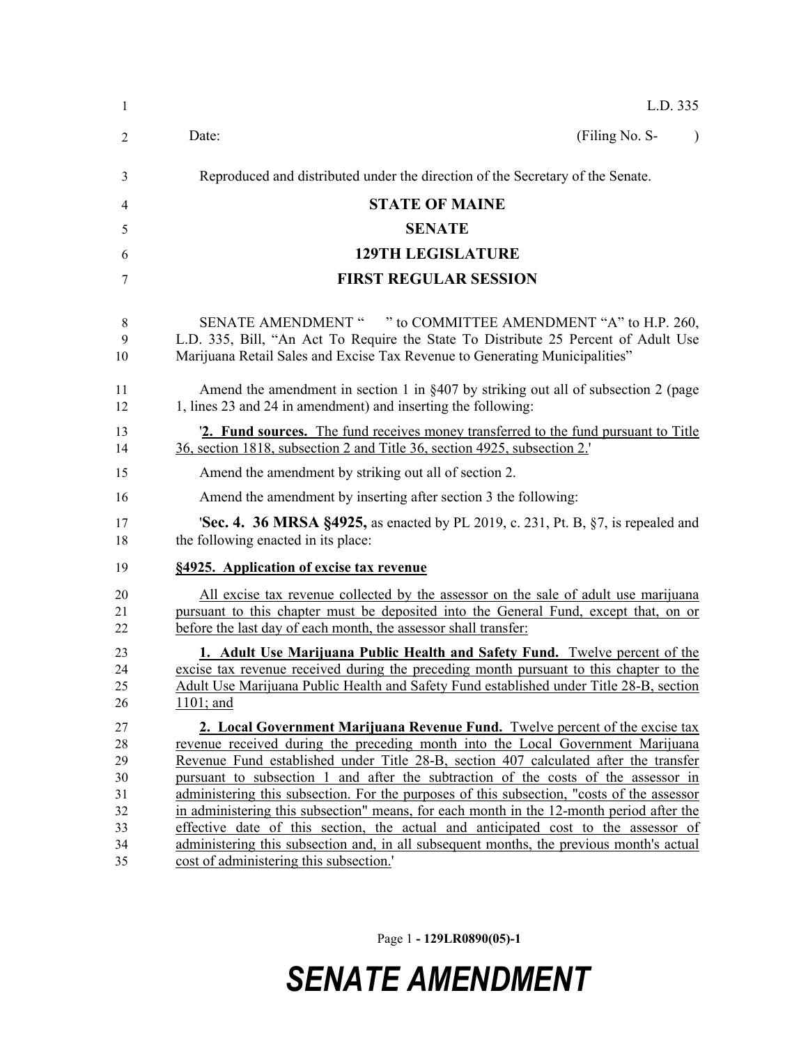L.D. 335

Date: (Filing No. S- )

Reproduced and distributed under the direction of the Secretary of the Senate.

# STATE OF MAINE

## SENATE

## 129TH LEGISLATURE

## FIRST REGULAR SESSION

SENATE AMENDMENT " " to COMMITTEE AMENDMENT "A" to H.P. 260, L.D. 335, Bill, "An Act To Require the State To Distribute 25 Percent of Adult Use Marijuana Retail Sales and Excise Tax Revenue to Generating Municipalities"

Amend the amendment in section 1 in §407 by striking out all of subsection 2 (page 1, lines 23 and 24 in amendment) and inserting the following:

'**2. Fund sources.** The fund receives money transferred to the fund pursuant to Title 36, section 1818, subsection 2 and Title 36, section 4925, subsection 2.'

Amend the amendment by striking out all of section 2.

Amend the amendment by inserting after section 3 the following:

'**Sec. 4. 36 MRSA §4925,** as enacted by PL 2019, c. 231, Pt. B, §7, is repealed and the following enacted in its place:

**§4925. Application of excise tax revenue**

All excise tax revenue collected by the assessor on the sale of adult use marijuana pursuant to this chapter must be deposited into the General Fund, except that, on or before the last day of each month, the assessor shall transfer:

**1. Adult Use Marijuana Public Health and Safety Fund.** Twelve percent of the excise tax revenue received during the preceding month pursuant to this chapter to the Adult Use Marijuana Public Health and Safety Fund established under Title 28-B, section 1101; and

**2. Local Government Marijuana Revenue Fund.** Twelve percent of the excise tax revenue received during the preceding month into the Local Government Marijuana Revenue Fund established under Title 28-B, section 407 calculated after the transfer pursuant to subsection 1 and after the subtraction of the costs of the assessor in administering this subsection. For the purposes of this subsection, "costs of the assessor in administering this subsection" means, for each month in the 12-month period after the effective date of this section, the actual and anticipated cost to the assessor of administering this subsection and, in all subsequent months, the previous month's actual cost of administering this subsection.'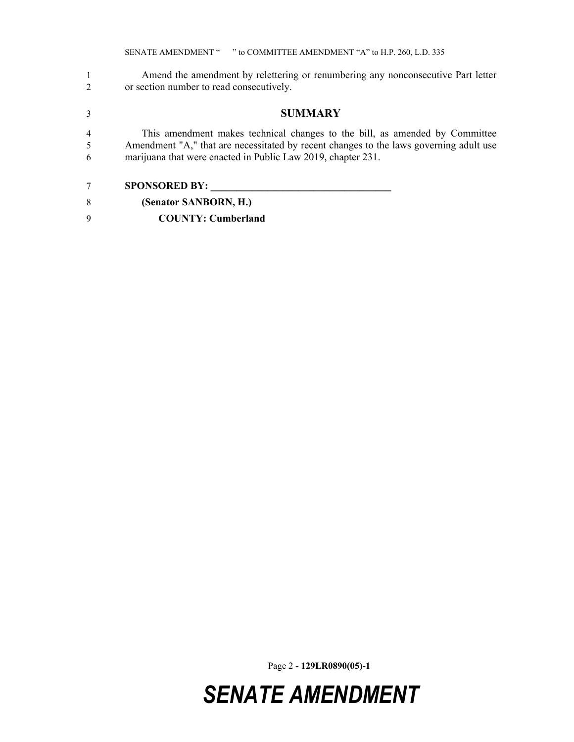Amend the amendment by relettering or renumbering any nonconsecutive Part letter or section number to read consecutively.

## SUMMARY

This amendment makes technical changes to the bill, as amended by Committee Amendment "A," that are necessitated by recent changes to the laws governing adult use marijuana that were enacted in Public Law 2019, chapter 231.

**SPONSORED BY: ___________________________________**

**(Senator SANBORN, H.)**

**COUNTY: Cumberland**